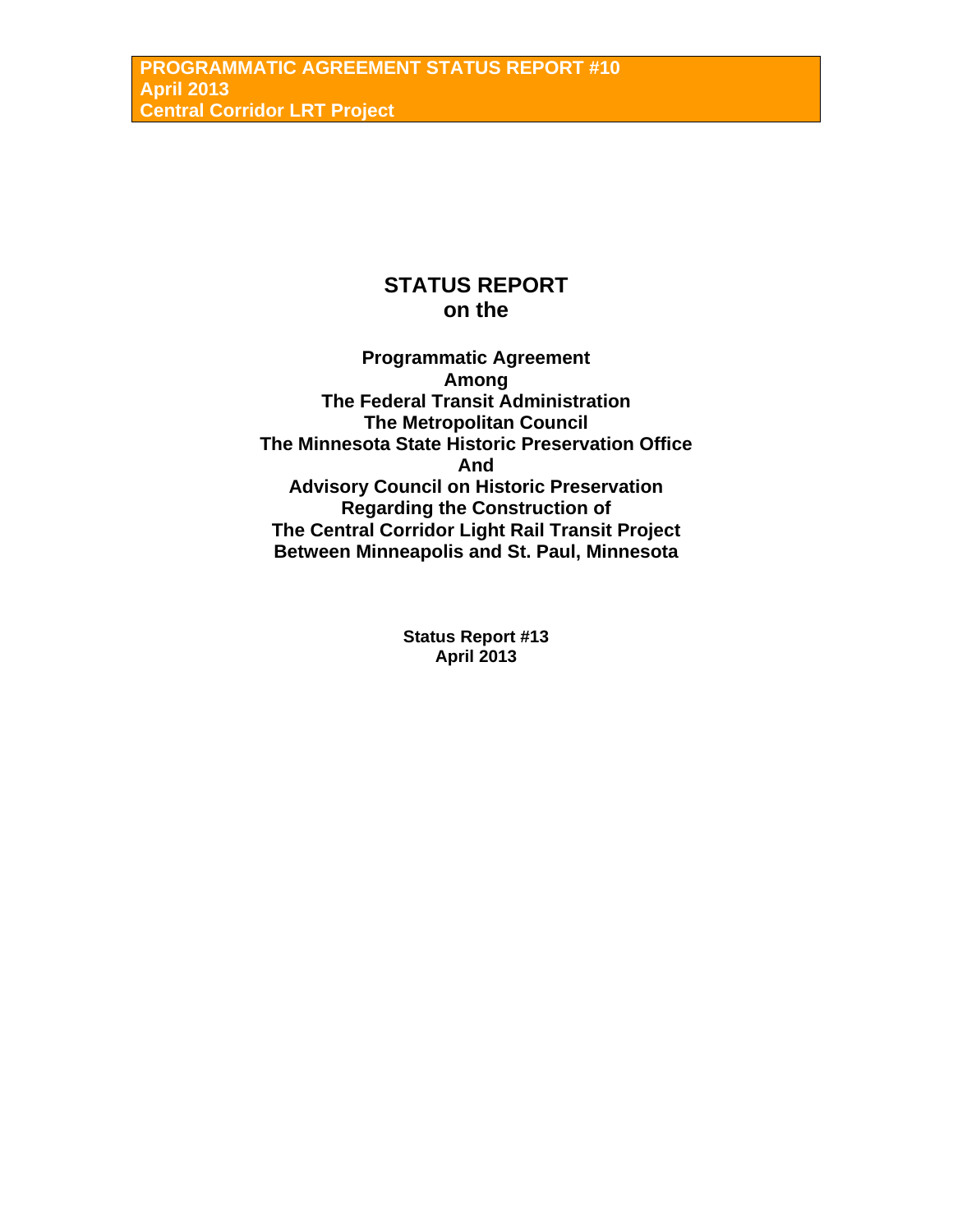# STATUS REPORT
# on the

## Programmatic Agreement
## Among
## The Federal Transit Administration
## The Metropolitan Council
## The Minnesota State Historic Preservation Office
## And
## Advisory Council on Historic Preservation
## Regarding the Construction of
## The Central Corridor Light Rail Transit Project
## Between Minneapolis and St. Paul, Minnesota

**Status Report #13**
**April 2013**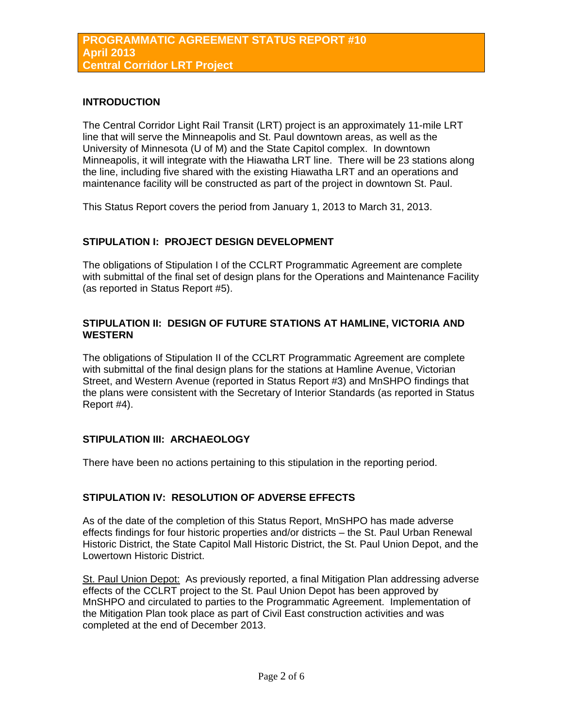**PROGRAMMATIC AGREEMENT STATUS REPORT #10**
**April 2013**
**Central Corridor LRT Project**

## INTRODUCTION

The Central Corridor Light Rail Transit (LRT) project is an approximately 11-mile LRT line that will serve the Minneapolis and St. Paul downtown areas, as well as the University of Minnesota (U of M) and the State Capitol complex. In downtown Minneapolis, it will integrate with the Hiawatha LRT line. There will be 23 stations along the line, including five shared with the existing Hiawatha LRT and an operations and maintenance facility will be constructed as part of the project in downtown St. Paul.

This Status Report covers the period from January 1, 2013 to March 31, 2013.

## STIPULATION I: PROJECT DESIGN DEVELOPMENT

The obligations of Stipulation I of the CCLRT Programmatic Agreement are complete with submittal of the final set of design plans for the Operations and Maintenance Facility (as reported in Status Report #5).

## STIPULATION II: DESIGN OF FUTURE STATIONS AT HAMLINE, VICTORIA AND WESTERN

The obligations of Stipulation II of the CCLRT Programmatic Agreement are complete with submittal of the final design plans for the stations at Hamline Avenue, Victorian Street, and Western Avenue (reported in Status Report #3) and MnSHPO findings that the plans were consistent with the Secretary of Interior Standards (as reported in Status Report #4).

## STIPULATION III: ARCHAEOLOGY

There have been no actions pertaining to this stipulation in the reporting period.

## STIPULATION IV: RESOLUTION OF ADVERSE EFFECTS

As of the date of the completion of this Status Report, MnSHPO has made adverse effects findings for four historic properties and/or districts – the St. Paul Urban Renewal Historic District, the State Capitol Mall Historic District, the St. Paul Union Depot, and the Lowertown Historic District.

St. Paul Union Depot: As previously reported, a final Mitigation Plan addressing adverse effects of the CCLRT project to the St. Paul Union Depot has been approved by MnSHPO and circulated to parties to the Programmatic Agreement. Implementation of the Mitigation Plan took place as part of Civil East construction activities and was completed at the end of December 2013.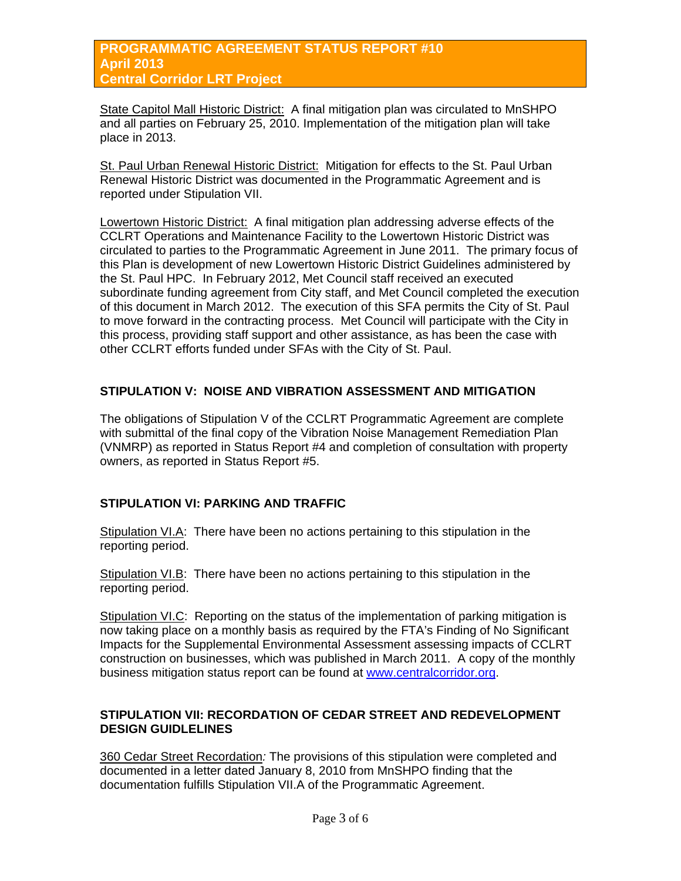State Capitol Mall Historic District: A final mitigation plan was circulated to MnSHPO and all parties on February 25, 2010. Implementation of the mitigation plan will take place in 2013.

St. Paul Urban Renewal Historic District: Mitigation for effects to the St. Paul Urban Renewal Historic District was documented in the Programmatic Agreement and is reported under Stipulation VII.

Lowertown Historic District: A final mitigation plan addressing adverse effects of the CCLRT Operations and Maintenance Facility to the Lowertown Historic District was circulated to parties to the Programmatic Agreement in June 2011. The primary focus of this Plan is development of new Lowertown Historic District Guidelines administered by the St. Paul HPC. In February 2012, Met Council staff received an executed subordinate funding agreement from City staff, and Met Council completed the execution of this document in March 2012. The execution of this SFA permits the City of St. Paul to move forward in the contracting process. Met Council will participate with the City in this process, providing staff support and other assistance, as has been the case with other CCLRT efforts funded under SFAs with the City of St. Paul.

## STIPULATION V: NOISE AND VIBRATION ASSESSMENT AND MITIGATION

The obligations of Stipulation V of the CCLRT Programmatic Agreement are complete with submittal of the final copy of the Vibration Noise Management Remediation Plan (VNMRP) as reported in Status Report #4 and completion of consultation with property owners, as reported in Status Report #5.

## STIPULATION VI: PARKING AND TRAFFIC

Stipulation VI.A: There have been no actions pertaining to this stipulation in the reporting period.

Stipulation VI.B: There have been no actions pertaining to this stipulation in the reporting period.

Stipulation VI.C: Reporting on the status of the implementation of parking mitigation is now taking place on a monthly basis as required by the FTA's Finding of No Significant Impacts for the Supplemental Environmental Assessment assessing impacts of CCLRT construction on businesses, which was published in March 2011. A copy of the monthly business mitigation status report can be found at www.centralcorridor.org.

## STIPULATION VII: RECORDATION OF CEDAR STREET AND REDEVELOPMENT DESIGN GUIDELINES

360 Cedar Street Recordation*:* The provisions of this stipulation were completed and documented in a letter dated January 8, 2010 from MnSHPO finding that the documentation fulfills Stipulation VII.A of the Programmatic Agreement.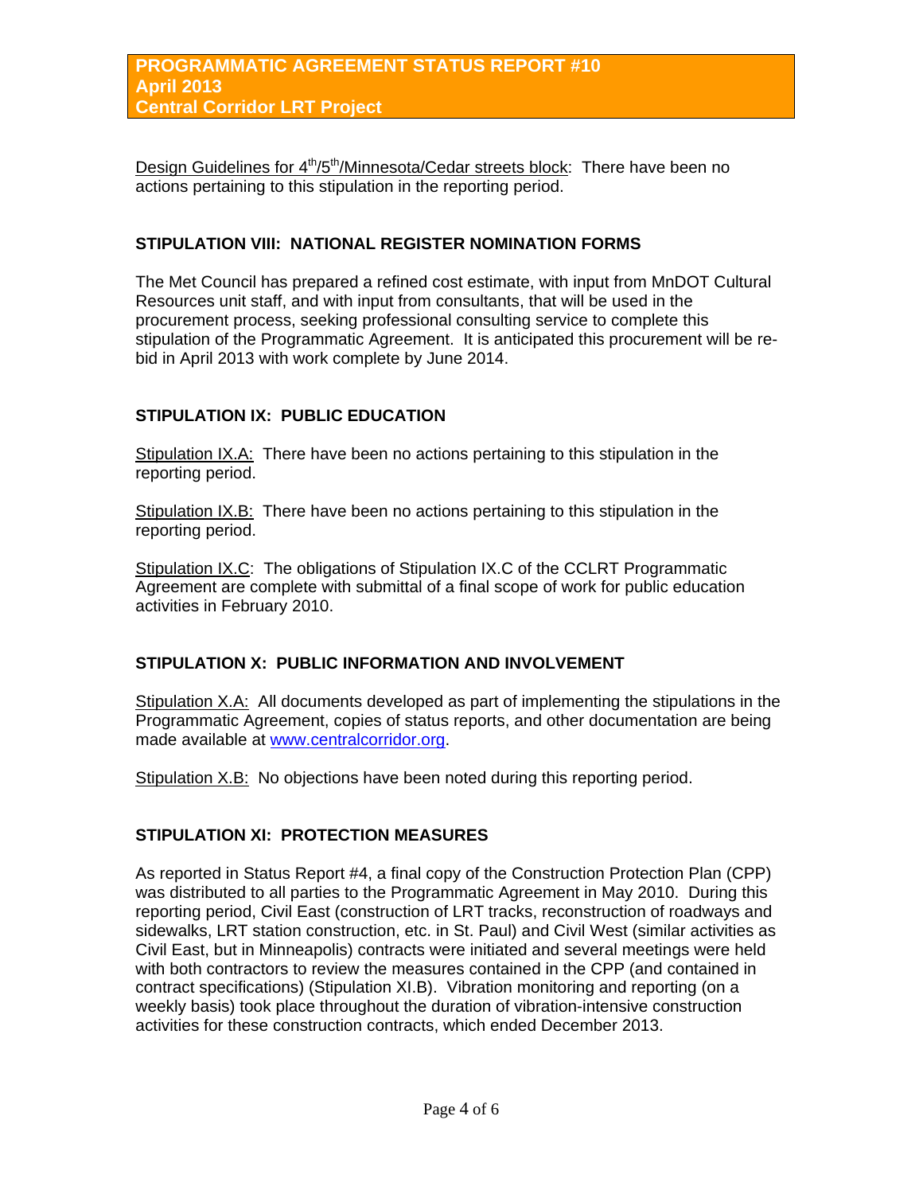Design Guidelines for 4th/5th/Minnesota/Cedar streets block: There have been no actions pertaining to this stipulation in the reporting period.

## STIPULATION VIII: NATIONAL REGISTER NOMINATION FORMS

The Met Council has prepared a refined cost estimate, with input from MnDOT Cultural Resources unit staff, and with input from consultants, that will be used in the procurement process, seeking professional consulting service to complete this stipulation of the Programmatic Agreement. It is anticipated this procurement will be re-bid in April 2013 with work complete by June 2014.

## STIPULATION IX: PUBLIC EDUCATION

Stipulation IX.A: There have been no actions pertaining to this stipulation in the reporting period.

Stipulation IX.B: There have been no actions pertaining to this stipulation in the reporting period.

Stipulation IX.C: The obligations of Stipulation IX.C of the CCLRT Programmatic Agreement are complete with submittal of a final scope of work for public education activities in February 2010.

## STIPULATION X: PUBLIC INFORMATION AND INVOLVEMENT

Stipulation X.A: All documents developed as part of implementing the stipulations in the Programmatic Agreement, copies of status reports, and other documentation are being made available at www.centralcorridor.org.

Stipulation X.B: No objections have been noted during this reporting period.

## STIPULATION XI: PROTECTION MEASURES

As reported in Status Report #4, a final copy of the Construction Protection Plan (CPP) was distributed to all parties to the Programmatic Agreement in May 2010. During this reporting period, Civil East (construction of LRT tracks, reconstruction of roadways and sidewalks, LRT station construction, etc. in St. Paul) and Civil West (similar activities as Civil East, but in Minneapolis) contracts were initiated and several meetings were held with both contractors to review the measures contained in the CPP (and contained in contract specifications) (Stipulation XI.B). Vibration monitoring and reporting (on a weekly basis) took place throughout the duration of vibration-intensive construction activities for these construction contracts, which ended December 2013.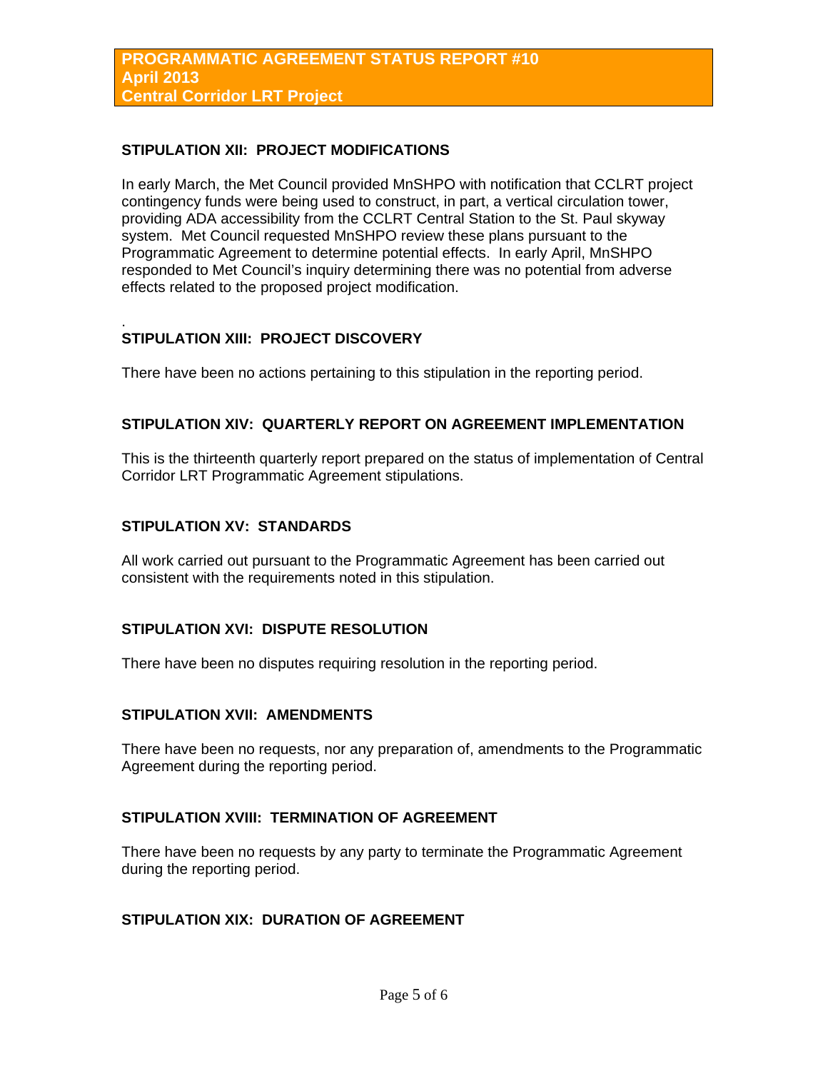## STIPULATION XII: PROJECT MODIFICATIONS

In early March, the Met Council provided MnSHPO with notification that CCLRT project contingency funds were being used to construct, in part, a vertical circulation tower, providing ADA accessibility from the CCLRT Central Station to the St. Paul skyway system. Met Council requested MnSHPO review these plans pursuant to the Programmatic Agreement to determine potential effects. In early April, MnSHPO responded to Met Council's inquiry determining there was no potential from adverse effects related to the proposed project modification.

.

## STIPULATION XIII: PROJECT DISCOVERY

There have been no actions pertaining to this stipulation in the reporting period.

## STIPULATION XIV: QUARTERLY REPORT ON AGREEMENT IMPLEMENTATION

This is the thirteenth quarterly report prepared on the status of implementation of Central Corridor LRT Programmatic Agreement stipulations.

## STIPULATION XV: STANDARDS

All work carried out pursuant to the Programmatic Agreement has been carried out consistent with the requirements noted in this stipulation.

## STIPULATION XVI: DISPUTE RESOLUTION

There have been no disputes requiring resolution in the reporting period.

## STIPULATION XVII: AMENDMENTS

There have been no requests, nor any preparation of, amendments to the Programmatic Agreement during the reporting period.

## STIPULATION XVIII: TERMINATION OF AGREEMENT

There have been no requests by any party to terminate the Programmatic Agreement during the reporting period.

## STIPULATION XIX: DURATION OF AGREEMENT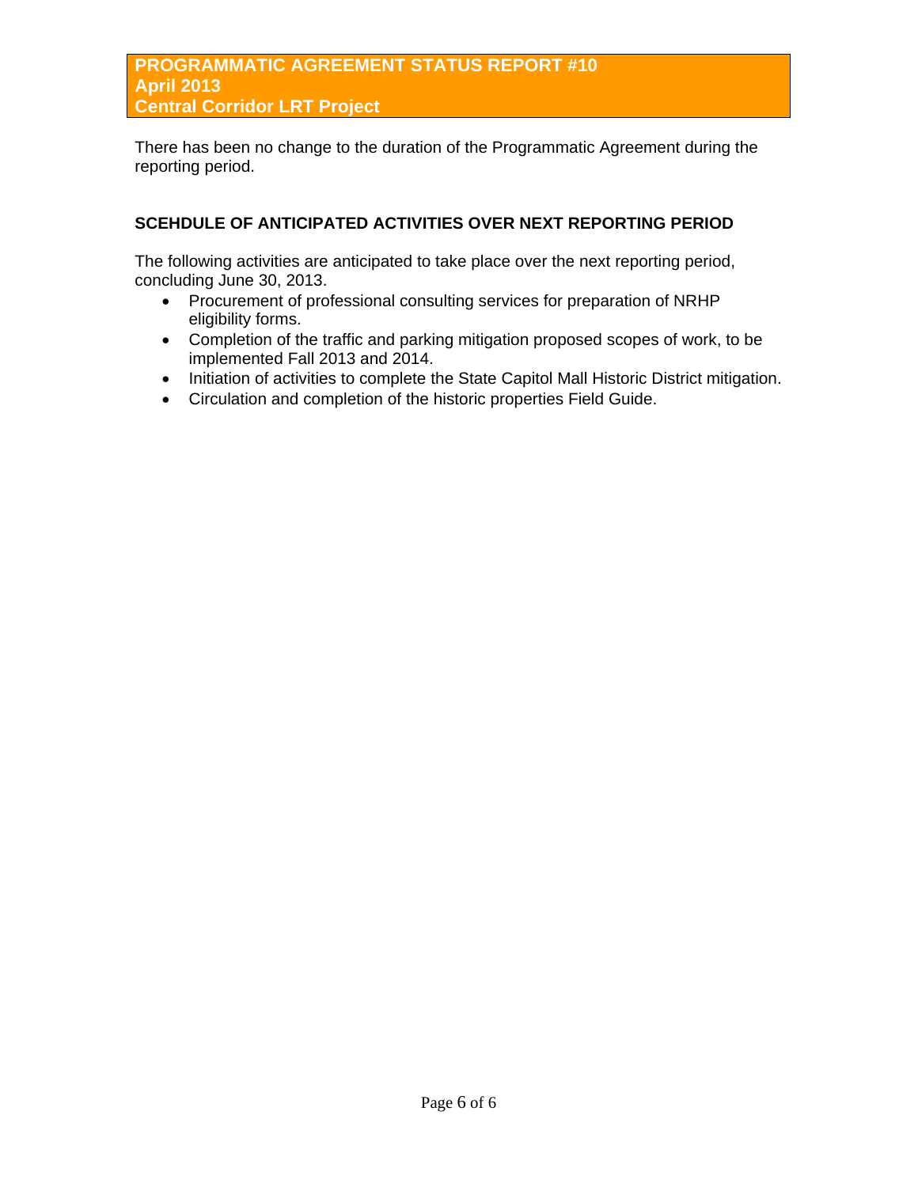There has been no change to the duration of the Programmatic Agreement during the reporting period.

**SCEHDULE OF ANTICIPATED ACTIVITIES OVER NEXT REPORTING PERIOD**

The following activities are anticipated to take place over the next reporting period, concluding June 30, 2013.

- Procurement of professional consulting services for preparation of NRHP eligibility forms.
- Completion of the traffic and parking mitigation proposed scopes of work, to be implemented Fall 2013 and 2014.
- Initiation of activities to complete the State Capitol Mall Historic District mitigation.
- Circulation and completion of the historic properties Field Guide.